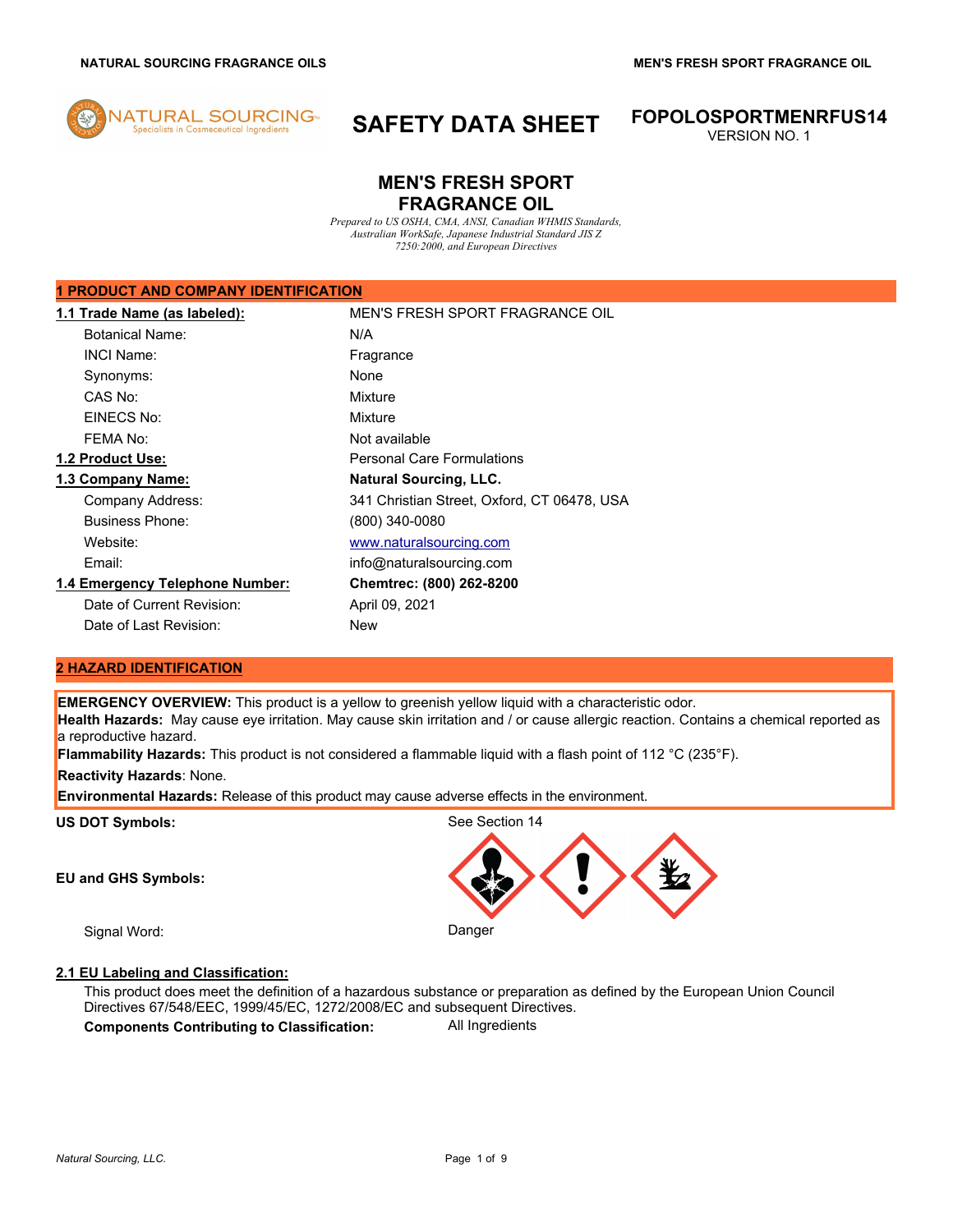# SAFETY DATA SHEET

**FOPOLOSPORTMENRFUS14**
VERSION NO. 1

## MEN'S FRESH SPORT FRAGRANCE OIL

*Prepared to US OSHA, CMA, ANSI, Canadian WHMIS Standards, Australian WorkSafe, Japanese Industrial Standard JIS Z 7250:2000, and European Directives*

## 1 PRODUCT AND COMPANY IDENTIFICATION

| | |
|---|---|
| **1.1 Trade Name (as labeled):** | MEN'S FRESH SPORT FRAGRANCE OIL |
| Botanical Name: | N/A |
| INCI Name: | Fragrance |
| Synonyms: | None |
| CAS No: | Mixture |
| EINECS No: | Mixture |
| FEMA No: | Not available |
| **1.2 Product Use:** | Personal Care Formulations |
| **1.3 Company Name:** | **Natural Sourcing, LLC.** |
| Company Address: | 341 Christian Street, Oxford, CT 06478, USA |
| Business Phone: | (800) 340-0080 |
| Website: | www.naturalsourcing.com |
| Email: | info@naturalsourcing.com |
| **1.4 Emergency Telephone Number:** | **Chemtrec: (800) 262-8200** |
| Date of Current Revision: | April 09, 2021 |
| Date of Last Revision: | New |

## 2 HAZARD IDENTIFICATION

**EMERGENCY OVERVIEW:** This product is a yellow to greenish yellow liquid with a characteristic odor.

**Health Hazards:** May cause eye irritation. May cause skin irritation and / or cause allergic reaction. Contains a chemical reported as a reproductive hazard.

**Flammability Hazards:** This product is not considered a flammable liquid with a flash point of 112 °C (235°F).

**Reactivity Hazards**: None.

**Environmental Hazards:** Release of this product may cause adverse effects in the environment.

**US DOT Symbols:** See Section 14

**EU and GHS Symbols:**

Signal Word: Danger

### 2.1 EU Labeling and Classification:

This product does meet the definition of a hazardous substance or preparation as defined by the European Union Council Directives 67/548/EEC, 1999/45/EC, 1272/2008/EC and subsequent Directives.

**Components Contributing to Classification:** All Ingredients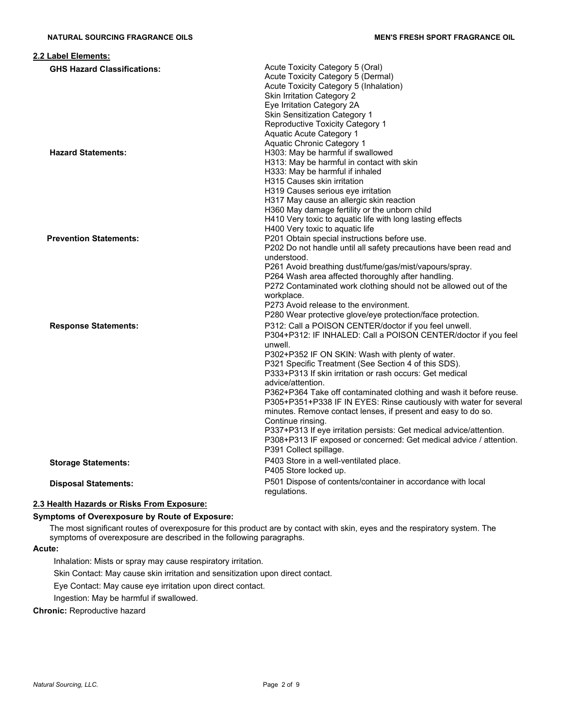## 2.2 Label Elements:

**GHS Hazard Classifications:**

Acute Toxicity Category 5 (Oral)
Acute Toxicity Category 5 (Dermal)
Acute Toxicity Category 5 (Inhalation)
Skin Irritation Category 2
Eye Irritation Category 2A
Skin Sensitization Category 1
Reproductive Toxicity Category 1
Aquatic Acute Category 1
Aquatic Chronic Category 1

**Hazard Statements:**

H303: May be harmful if swallowed
H313: May be harmful in contact with skin
H333: May be harmful if inhaled
H315 Causes skin irritation
H319 Causes serious eye irritation
H317 May cause an allergic skin reaction
H360 May damage fertility or the unborn child
H410 Very toxic to aquatic life with long lasting effects
H400 Very toxic to aquatic life

**Prevention Statements:**

P201 Obtain special instructions before use.
P202 Do not handle until all safety precautions have been read and understood.
P261 Avoid breathing dust/fume/gas/mist/vapours/spray.
P264 Wash area affected thoroughly after handling.
P272 Contaminated work clothing should not be allowed out of the workplace.
P273 Avoid release to the environment.
P280 Wear protective glove/eye protection/face protection.

**Response Statements:**

P312: Call a POISON CENTER/doctor if you feel unwell.
P304+P312: IF INHALED: Call a POISON CENTER/doctor if you feel unwell.
P302+P352 IF ON SKIN: Wash with plenty of water.
P321 Specific Treatment (See Section 4 of this SDS).
P333+P313 If skin irritation or rash occurs: Get medical advice/attention.
P362+P364 Take off contaminated clothing and wash it before reuse.
P305+P351+P338 IF IN EYES: Rinse cautiously with water for several minutes. Remove contact lenses, if present and easy to do so. Continue rinsing.
P337+P313 If eye irritation persists: Get medical advice/attention.
P308+P313 IF exposed or concerned: Get medical advice / attention.
P391 Collect spillage.

**Storage Statements:**

P403 Store in a well-ventilated place.
P405 Store locked up.

**Disposal Statements:**

P501 Dispose of contents/container in accordance with local regulations.

## 2.3 Health Hazards or Risks From Exposure:

**Symptoms of Overexposure by Route of Exposure:**

The most significant routes of overexposure for this product are by contact with skin, eyes and the respiratory system. The symptoms of overexposure are described in the following paragraphs.

**Acute:**

Inhalation: Mists or spray may cause respiratory irritation.

Skin Contact: May cause skin irritation and sensitization upon direct contact.

Eye Contact: May cause eye irritation upon direct contact.

Ingestion: May be harmful if swallowed.

**Chronic:** Reproductive hazard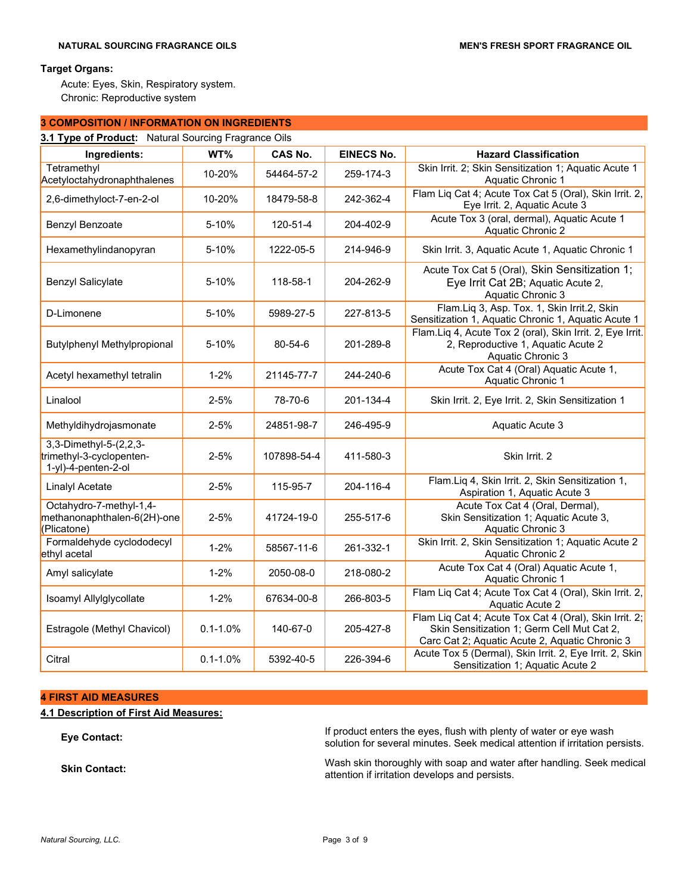**Target Organs:**

Acute: Eyes, Skin, Respiratory system.
Chronic: Reproductive system

## 3 COMPOSITION / INFORMATION ON INGREDIENTS

**3.1 Type of Product:** Natural Sourcing Fragrance Oils

| Ingredients: | WT% | CAS No. | EINECS No. | Hazard Classification |
|---|---|---|---|---|
| Tetramethyl Acetyloctahydronaphthalenes | 10-20% | 54464-57-2 | 259-174-3 | Skin Irrit. 2; Skin Sensitization 1; Aquatic Acute 1 Aquatic Chronic 1 |
| 2,6-dimethyloct-7-en-2-ol | 10-20% | 18479-58-8 | 242-362-4 | Flam Liq Cat 4; Acute Tox Cat 5 (Oral), Skin Irrit. 2, Eye Irrit. 2, Aquatic Acute 3 |
| Benzyl Benzoate | 5-10% | 120-51-4 | 204-402-9 | Acute Tox 3 (oral, dermal), Aquatic Acute 1 Aquatic Chronic 2 |
| Hexamethylindanopyran | 5-10% | 1222-05-5 | 214-946-9 | Skin Irrit. 3, Aquatic Acute 1, Aquatic Chronic 1 |
| Benzyl Salicylate | 5-10% | 118-58-1 | 204-262-9 | Acute Tox Cat 5 (Oral), Skin Sensitization 1; Eye Irrit Cat 2B; Aquatic Acute 2, Aquatic Chronic 3 |
| D-Limonene | 5-10% | 5989-27-5 | 227-813-5 | Flam.Liq 3, Asp. Tox. 1, Skin Irrit.2, Skin Sensitization 1, Aquatic Chronic 1, Aquatic Acute 1 |
| Butylphenyl Methylpropional | 5-10% | 80-54-6 | 201-289-8 | Flam.Liq 4, Acute Tox 2 (oral), Skin Irrit. 2, Eye Irrit. 2, Reproductive 1, Aquatic Acute 2 Aquatic Chronic 3 |
| Acetyl hexamethyl tetralin | 1-2% | 21145-77-7 | 244-240-6 | Acute Tox Cat 4 (Oral) Aquatic Acute 1, Aquatic Chronic 1 |
| Linalool | 2-5% | 78-70-6 | 201-134-4 | Skin Irrit. 2, Eye Irrit. 2, Skin Sensitization 1 |
| Methyldihydrojasmonate | 2-5% | 24851-98-7 | 246-495-9 | Aquatic Acute 3 |
| 3,3-Dimethyl-5-(2,2,3-trimethyl-3-cyclopenten-1-yl)-4-penten-2-ol | 2-5% | 107898-54-4 | 411-580-3 | Skin Irrit. 2 |
| Linalyl Acetate | 2-5% | 115-95-7 | 204-116-4 | Flam.Liq 4, Skin Irrit. 2, Skin Sensitization 1, Aspiration 1, Aquatic Acute 3 |
| Octahydro-7-methyl-1,4-methanonaphthalen-6(2H)-one (Plicatone) | 2-5% | 41724-19-0 | 255-517-6 | Acute Tox Cat 4 (Oral, Dermal), Skin Sensitization 1; Aquatic Acute 3, Aquatic Chronic 3 |
| Formaldehyde cyclododecyl ethyl acetal | 1-2% | 58567-11-6 | 261-332-1 | Skin Irrit. 2, Skin Sensitization 1; Aquatic Acute 2 Aquatic Chronic 2 |
| Amyl salicylate | 1-2% | 2050-08-0 | 218-080-2 | Acute Tox Cat 4 (Oral) Aquatic Acute 1, Aquatic Chronic 1 |
| Isoamyl Allylglycollate | 1-2% | 67634-00-8 | 266-803-5 | Flam Liq Cat 4; Acute Tox Cat 4 (Oral), Skin Irrit. 2, Aquatic Acute 2 |
| Estragole (Methyl Chavicol) | 0.1-1.0% | 140-67-0 | 205-427-8 | Flam Liq Cat 4; Acute Tox Cat 4 (Oral), Skin Irrit. 2; Skin Sensitization 1; Germ Cell Mut Cat 2, Carc Cat 2; Aquatic Acute 2, Aquatic Chronic 3 |
| Citral | 0.1-1.0% | 5392-40-5 | 226-394-6 | Acute Tox 5 (Dermal), Skin Irrit. 2, Eye Irrit. 2, Skin Sensitization 1; Aquatic Acute 2 |

## 4 FIRST AID MEASURES

**4.1 Description of First Aid Measures:**

**Eye Contact:** If product enters the eyes, flush with plenty of water or eye wash solution for several minutes. Seek medical attention if irritation persists.

**Skin Contact:** Wash skin thoroughly with soap and water after handling. Seek medical attention if irritation develops and persists.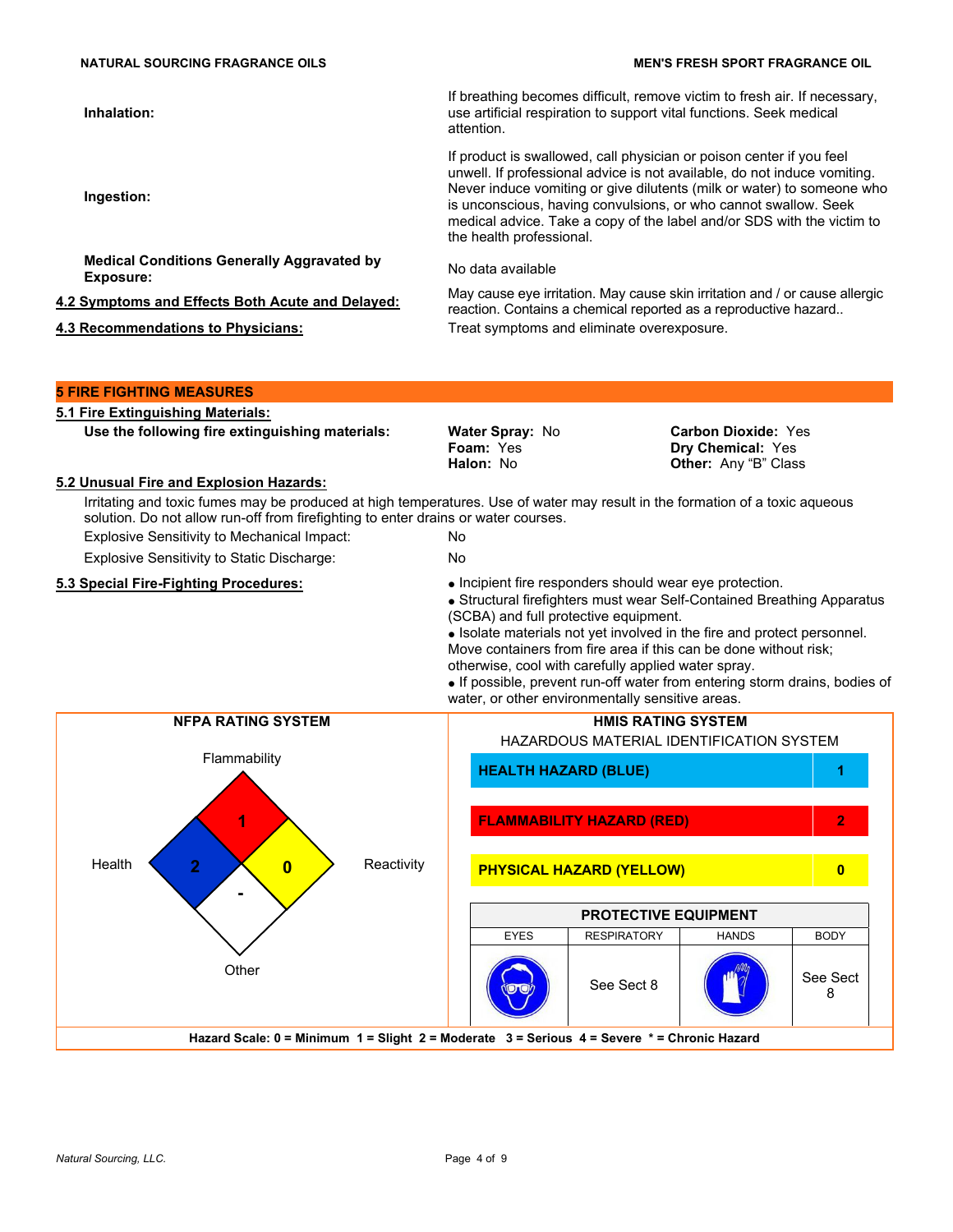**Inhalation:** If breathing becomes difficult, remove victim to fresh air. If necessary, use artificial respiration to support vital functions. Seek medical attention.

**Ingestion:** If product is swallowed, call physician or poison center if you feel unwell. If professional advice is not available, do not induce vomiting. Never induce vomiting or give dilutents (milk or water) to someone who is unconscious, having convulsions, or who cannot swallow. Seek medical advice. Take a copy of the label and/or SDS with the victim to the health professional.

**Medical Conditions Generally Aggravated by Exposure:** No data available

**4.2 Symptoms and Effects Both Acute and Delayed:** May cause eye irritation. May cause skin irritation and / or cause allergic reaction. Contains a chemical reported as a reproductive hazard..

**4.3 Recommendations to Physicians:** Treat symptoms and eliminate overexposure.

## 5 FIRE FIGHTING MEASURES

**5.1 Fire Extinguishing Materials:**

**Use the following fire extinguishing materials:**

| | |
|---|---|
| **Water Spray:** No | **Carbon Dioxide:** Yes |
| **Foam:** Yes | **Dry Chemical:** Yes |
| **Halon:** No | **Other:** Any "B" Class |

**5.2 Unusual Fire and Explosion Hazards:**

Irritating and toxic fumes may be produced at high temperatures. Use of water may result in the formation of a toxic aqueous solution. Do not allow run-off from firefighting to enter drains or water courses.

| | |
|---|---|
| Explosive Sensitivity to Mechanical Impact: | No |
| Explosive Sensitivity to Static Discharge: | No |

**5.3 Special Fire-Fighting Procedures:**

- Incipient fire responders should wear eye protection.
- Structural firefighters must wear Self-Contained Breathing Apparatus (SCBA) and full protective equipment.
- Isolate materials not yet involved in the fire and protect personnel. Move containers from fire area if this can be done without risk; otherwise, cool with carefully applied water spray.
- If possible, prevent run-off water from entering storm drains, bodies of water, or other environmentally sensitive areas.

**NFPA RATING SYSTEM**

| Category | Rating |
|---|---|
| Flammability | 1 |
| Health | 2 |
| Reactivity | 0 |
| Other | - |

**HMIS RATING SYSTEM**

HAZARDOUS MATERIAL IDENTIFICATION SYSTEM

| | |
|---|---|
| **HEALTH HAZARD (BLUE)** | **1** |
| **FLAMMABILITY HAZARD (RED)** | **2** |
| **PHYSICAL HAZARD (YELLOW)** | **0** |

**PROTECTIVE EQUIPMENT**

| EYES | RESPIRATORY | HANDS | BODY |
|---|---|---|---|
| | See Sect 8 | | See Sect 8 |

**Hazard Scale: 0 = Minimum 1 = Slight 2 = Moderate 3 = Serious 4 = Severe * = Chronic Hazard**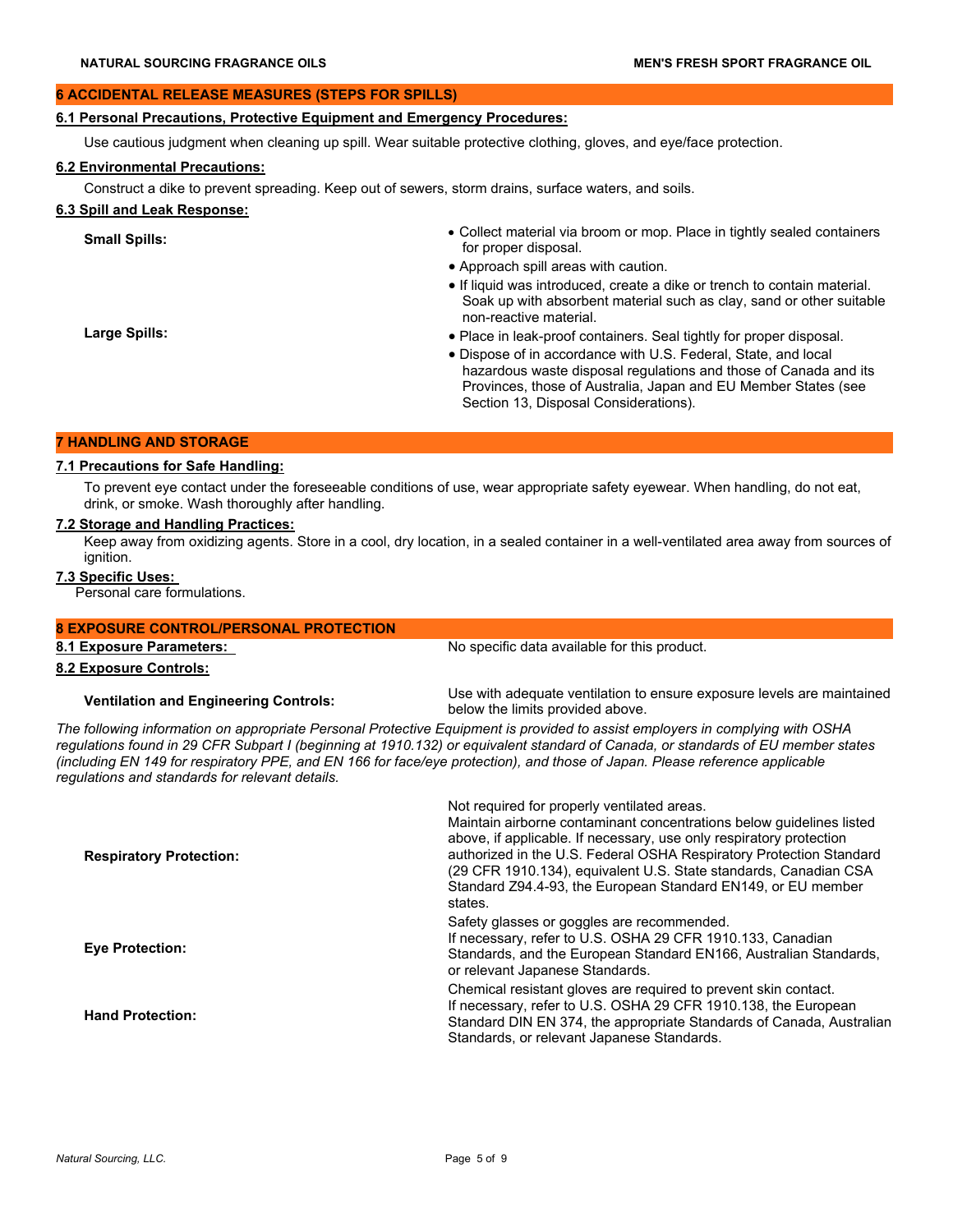## 6 ACCIDENTAL RELEASE MEASURES (STEPS FOR SPILLS)

**6.1 Personal Precautions, Protective Equipment and Emergency Procedures:**

Use cautious judgment when cleaning up spill. Wear suitable protective clothing, gloves, and eye/face protection.

**6.2 Environmental Precautions:**

Construct a dike to prevent spreading. Keep out of sewers, storm drains, surface waters, and soils.

**6.3 Spill and Leak Response:**

**Small Spills:**

- Collect material via broom or mop. Place in tightly sealed containers for proper disposal.
- Approach spill areas with caution.

**Large Spills:**

- If liquid was introduced, create a dike or trench to contain material. Soak up with absorbent material such as clay, sand or other suitable non-reactive material.
- Place in leak-proof containers. Seal tightly for proper disposal.
- Dispose of in accordance with U.S. Federal, State, and local hazardous waste disposal regulations and those of Canada and its Provinces, those of Australia, Japan and EU Member States (see Section 13, Disposal Considerations).

## 7 HANDLING AND STORAGE

**7.1 Precautions for Safe Handling:**

To prevent eye contact under the foreseeable conditions of use, wear appropriate safety eyewear. When handling, do not eat, drink, or smoke. Wash thoroughly after handling.

**7.2 Storage and Handling Practices:**

Keep away from oxidizing agents. Store in a cool, dry location, in a sealed container in a well-ventilated area away from sources of ignition.

**7.3 Specific Uses:**

Personal care formulations.

## 8 EXPOSURE CONTROL/PERSONAL PROTECTION

**8.1 Exposure Parameters:** No specific data available for this product.

**8.2 Exposure Controls:**

**Ventilation and Engineering Controls:** Use with adequate ventilation to ensure exposure levels are maintained below the limits provided above.

*The following information on appropriate Personal Protective Equipment is provided to assist employers in complying with OSHA regulations found in 29 CFR Subpart I (beginning at 1910.132) or equivalent standard of Canada, or standards of EU member states (including EN 149 for respiratory PPE, and EN 166 for face/eye protection), and those of Japan. Please reference applicable regulations and standards for relevant details.*

**Respiratory Protection:** Not required for properly ventilated areas. Maintain airborne contaminant concentrations below guidelines listed above, if applicable. If necessary, use only respiratory protection authorized in the U.S. Federal OSHA Respiratory Protection Standard (29 CFR 1910.134), equivalent U.S. State standards, Canadian CSA Standard Z94.4-93, the European Standard EN149, or EU member states.

**Eye Protection:** Safety glasses or goggles are recommended. If necessary, refer to U.S. OSHA 29 CFR 1910.133, Canadian Standards, and the European Standard EN166, Australian Standards, or relevant Japanese Standards.

**Hand Protection:** Chemical resistant gloves are required to prevent skin contact. If necessary, refer to U.S. OSHA 29 CFR 1910.138, the European Standard DIN EN 374, the appropriate Standards of Canada, Australian Standards, or relevant Japanese Standards.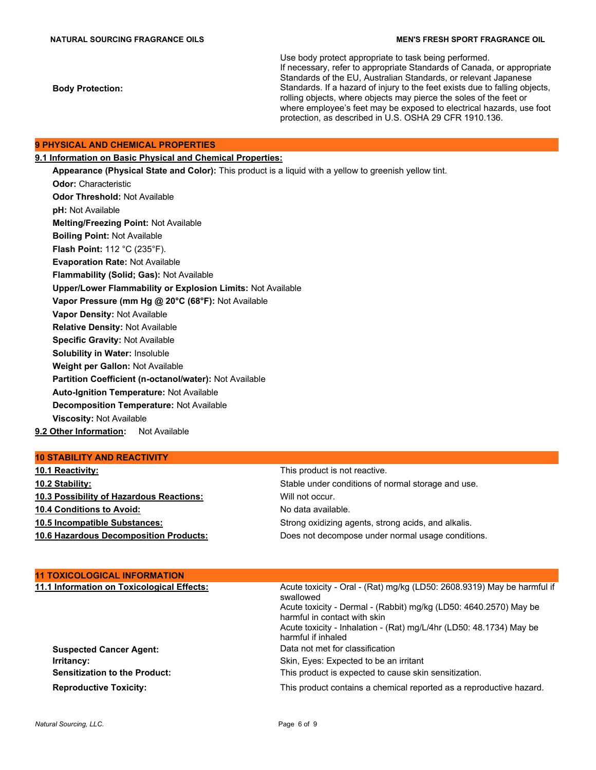**Body Protection:** Use body protect appropriate to task being performed. If necessary, refer to appropriate Standards of Canada, or appropriate Standards of the EU, Australian Standards, or relevant Japanese Standards. If a hazard of injury to the feet exists due to falling objects, rolling objects, where objects may pierce the soles of the feet or where employee's feet may be exposed to electrical hazards, use foot protection, as described in U.S. OSHA 29 CFR 1910.136.

## 9 PHYSICAL AND CHEMICAL PROPERTIES

### 9.1 Information on Basic Physical and Chemical Properties:

**Appearance (Physical State and Color):** This product is a liquid with a yellow to greenish yellow tint.

**Odor:** Characteristic

**Odor Threshold:** Not Available

**pH:** Not Available

**Melting/Freezing Point:** Not Available

**Boiling Point:** Not Available

**Flash Point:** 112 °C (235°F).

**Evaporation Rate:** Not Available

**Flammability (Solid; Gas):** Not Available

**Upper/Lower Flammability or Explosion Limits:** Not Available

**Vapor Pressure (mm Hg @ 20°C (68°F):** Not Available

**Vapor Density:** Not Available

**Relative Density:** Not Available

**Specific Gravity:** Not Available

**Solubility in Water:** Insoluble

**Weight per Gallon:** Not Available

**Partition Coefficient (n-octanol/water):** Not Available

**Auto-Ignition Temperature:** Not Available

**Decomposition Temperature:** Not Available

**Viscosity:** Not Available

### 9.2 Other Information:

Not Available

## 10 STABILITY AND REACTIVITY

**10.1 Reactivity:** This product is not reactive.

**10.2 Stability:** Stable under conditions of normal storage and use.

**10.3 Possibility of Hazardous Reactions:** Will not occur.

**10.4 Conditions to Avoid:** No data available.

**10.5 Incompatible Substances:** Strong oxidizing agents, strong acids, and alkalis.

**10.6 Hazardous Decomposition Products:** Does not decompose under normal usage conditions.

## 11 TOXICOLOGICAL INFORMATION

**11.1 Information on Toxicological Effects:**

Acute toxicity - Oral - (Rat) mg/kg (LD50: 2608.9319) May be harmful if swallowed

Acute toxicity - Dermal - (Rabbit) mg/kg (LD50: 4640.2570) May be harmful in contact with skin

Acute toxicity - Inhalation - (Rat) mg/L/4hr (LD50: 48.1734) May be harmful if inhaled

**Suspected Cancer Agent:** Data not met for classification

**Irritancy:** Skin, Eyes: Expected to be an irritant

**Sensitization to the Product:** This product is expected to cause skin sensitization.

**Reproductive Toxicity:** This product contains a chemical reported as a reproductive hazard.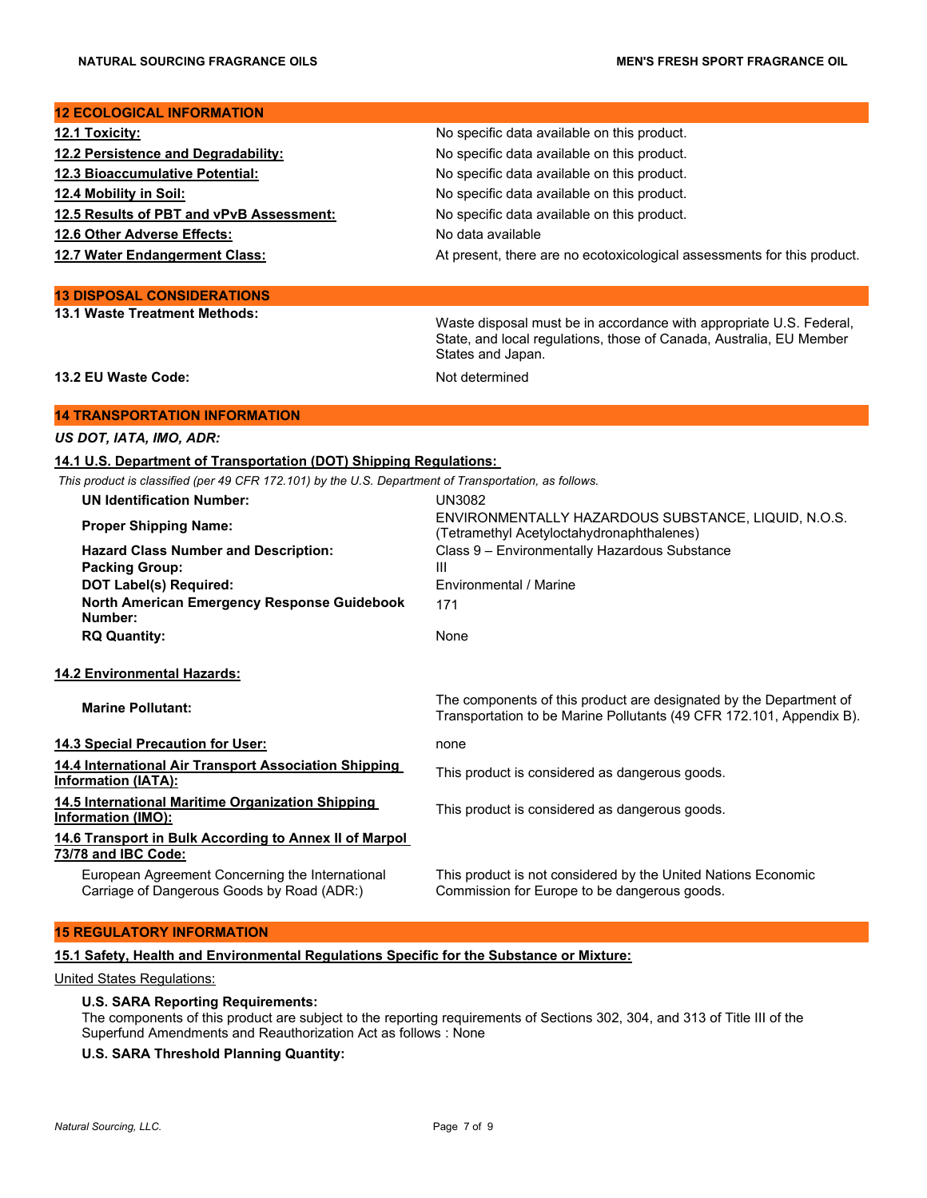## 12 ECOLOGICAL INFORMATION

| | |
|---|---|
| **12.1 Toxicity:** | No specific data available on this product. |
| **12.2 Persistence and Degradability:** | No specific data available on this product. |
| **12.3 Bioaccumulative Potential:** | No specific data available on this product. |
| **12.4 Mobility in Soil:** | No specific data available on this product. |
| **12.5 Results of PBT and vPvB Assessment:** | No specific data available on this product. |
| **12.6 Other Adverse Effects:** | No data available |
| **12.7 Water Endangerment Class:** | At present, there are no ecotoxicological assessments for this product. |

## 13 DISPOSAL CONSIDERATIONS

| | |
|---|---|
| **13.1 Waste Treatment Methods:** | Waste disposal must be in accordance with appropriate U.S. Federal, State, and local regulations, those of Canada, Australia, EU Member States and Japan. |
| **13.2 EU Waste Code:** | Not determined |

## 14 TRANSPORTATION INFORMATION

*US DOT, IATA, IMO, ADR:*

**14.1 U.S. Department of Transportation (DOT) Shipping Regulations:**

*This product is classified (per 49 CFR 172.101) by the U.S. Department of Transportation, as follows.*

| | |
|---|---|
| **UN Identification Number:** | UN3082 |
| **Proper Shipping Name:** | ENVIRONMENTALLY HAZARDOUS SUBSTANCE, LIQUID, N.O.S. (Tetramethyl Acetyloctahydronaphthalenes) |
| **Hazard Class Number and Description:** | Class 9 – Environmentally Hazardous Substance |
| **Packing Group:** | III |
| **DOT Label(s) Required:** | Environmental / Marine |
| **North American Emergency Response Guidebook Number:** | 171 |
| **RQ Quantity:** | None |

**14.2 Environmental Hazards:**

| | |
|---|---|
| **Marine Pollutant:** | The components of this product are designated by the Department of Transportation to be Marine Pollutants (49 CFR 172.101, Appendix B). |
| **14.3 Special Precaution for User:** | none |
| **14.4 International Air Transport Association Shipping Information (IATA):** | This product is considered as dangerous goods. |
| **14.5 International Maritime Organization Shipping Information (IMO):** | This product is considered as dangerous goods. |

**14.6 Transport in Bulk According to Annex II of Marpol 73/78 and IBC Code:**

| | |
|---|---|
| European Agreement Concerning the International Carriage of Dangerous Goods by Road (ADR:) | This product is not considered by the United Nations Economic Commission for Europe to be dangerous goods. |

## 15 REGULATORY INFORMATION

**15.1 Safety, Health and Environmental Regulations Specific for the Substance or Mixture:**

United States Regulations:

**U.S. SARA Reporting Requirements:**
The components of this product are subject to the reporting requirements of Sections 302, 304, and 313 of Title III of the Superfund Amendments and Reauthorization Act as follows : None

**U.S. SARA Threshold Planning Quantity:**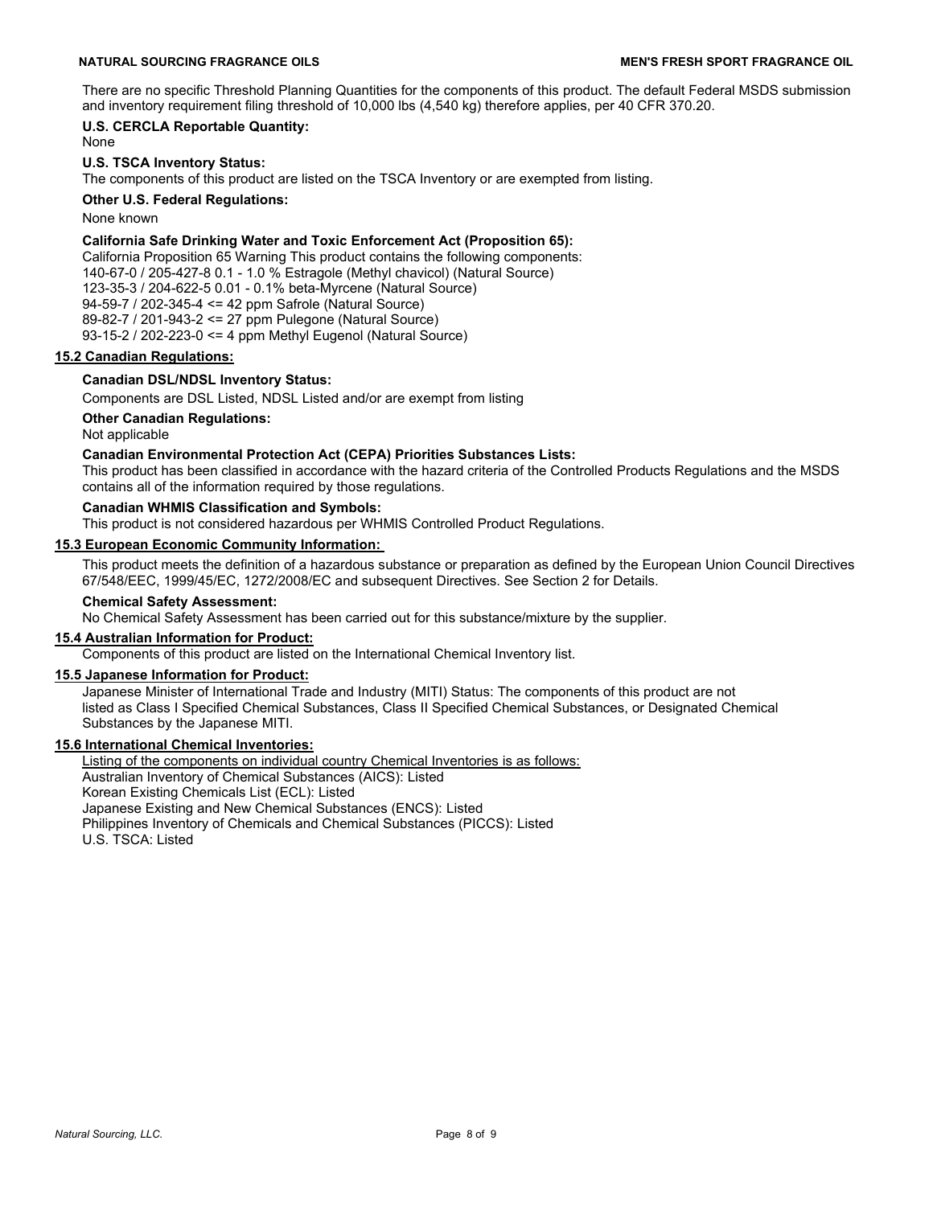There are no specific Threshold Planning Quantities for the components of this product. The default Federal MSDS submission and inventory requirement filing threshold of 10,000 lbs (4,540 kg) therefore applies, per 40 CFR 370.20.

**U.S. CERCLA Reportable Quantity:**

None

**U.S. TSCA Inventory Status:**

The components of this product are listed on the TSCA Inventory or are exempted from listing.

**Other U.S. Federal Regulations:**

None known

**California Safe Drinking Water and Toxic Enforcement Act (Proposition 65):**

California Proposition 65 Warning This product contains the following components:
140-67-0 / 205-427-8 0.1 - 1.0 % Estragole (Methyl chavicol) (Natural Source)
123-35-3 / 204-622-5 0.01 - 0.1% beta-Myrcene (Natural Source)
94-59-7 / 202-345-4 <= 42 ppm Safrole (Natural Source)
89-82-7 / 201-943-2 <= 27 ppm Pulegone (Natural Source)
93-15-2 / 202-223-0 <= 4 ppm Methyl Eugenol (Natural Source)

## 15.2 Canadian Regulations:

**Canadian DSL/NDSL Inventory Status:**

Components are DSL Listed, NDSL Listed and/or are exempt from listing

**Other Canadian Regulations:**

Not applicable

**Canadian Environmental Protection Act (CEPA) Priorities Substances Lists:**

This product has been classified in accordance with the hazard criteria of the Controlled Products Regulations and the MSDS contains all of the information required by those regulations.

**Canadian WHMIS Classification and Symbols:**

This product is not considered hazardous per WHMIS Controlled Product Regulations.

## 15.3 European Economic Community Information:

This product meets the definition of a hazardous substance or preparation as defined by the European Union Council Directives 67/548/EEC, 1999/45/EC, 1272/2008/EC and subsequent Directives. See Section 2 for Details.

**Chemical Safety Assessment:**

No Chemical Safety Assessment has been carried out for this substance/mixture by the supplier.

## 15.4 Australian Information for Product:

Components of this product are listed on the International Chemical Inventory list.

## 15.5 Japanese Information for Product:

Japanese Minister of International Trade and Industry (MITI) Status: The components of this product are not listed as Class I Specified Chemical Substances, Class II Specified Chemical Substances, or Designated Chemical Substances by the Japanese MITI.

## 15.6 International Chemical Inventories:

Listing of the components on individual country Chemical Inventories is as follows:
Australian Inventory of Chemical Substances (AICS): Listed
Korean Existing Chemicals List (ECL): Listed
Japanese Existing and New Chemical Substances (ENCS): Listed
Philippines Inventory of Chemicals and Chemical Substances (PICCS): Listed
U.S. TSCA: Listed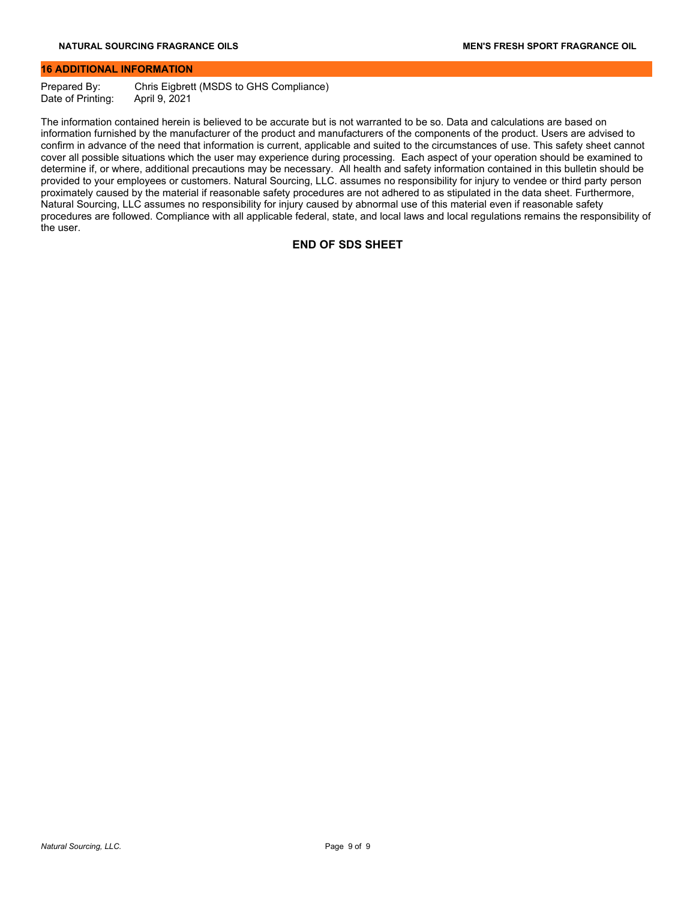## 16 ADDITIONAL INFORMATION

Prepared By: Chris Eigbrett (MSDS to GHS Compliance)
Date of Printing: April 9, 2021

The information contained herein is believed to be accurate but is not warranted to be so. Data and calculations are based on information furnished by the manufacturer of the product and manufacturers of the components of the product. Users are advised to confirm in advance of the need that information is current, applicable and suited to the circumstances of use. This safety sheet cannot cover all possible situations which the user may experience during processing. Each aspect of your operation should be examined to determine if, or where, additional precautions may be necessary. All health and safety information contained in this bulletin should be provided to your employees or customers. Natural Sourcing, LLC. assumes no responsibility for injury to vendee or third party person proximately caused by the material if reasonable safety procedures are not adhered to as stipulated in the data sheet. Furthermore, Natural Sourcing, LLC assumes no responsibility for injury caused by abnormal use of this material even if reasonable safety procedures are followed. Compliance with all applicable federal, state, and local laws and local regulations remains the responsibility of the user.

**END OF SDS SHEET**